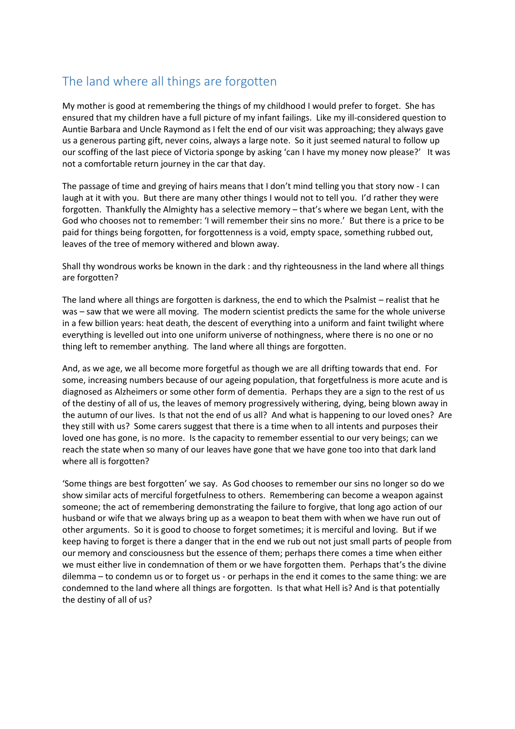# The land where all things are forgotten

My mother is good at remembering the things of my childhood I would prefer to forget. She has ensured that my children have a full picture of my infant failings. Like my ill-considered question to Auntie Barbara and Uncle Raymond as I felt the end of our visit was approaching; they always gave us a generous parting gift, never coins, always a large note. So it just seemed natural to follow up our scoffing of the last piece of Victoria sponge by asking 'can I have my money now please?' It was not a comfortable return journey in the car that day.

The passage of time and greying of hairs means that I don't mind telling you that story now - I can laugh at it with you. But there are many other things I would not to tell you. I'd rather they were forgotten. Thankfully the Almighty has a selective memory – that's where we began Lent, with the God who chooses not to remember: 'I will remember their sins no more.' But there is a price to be paid for things being forgotten, for forgottenness is a void, empty space, something rubbed out, leaves of the tree of memory withered and blown away.

Shall thy wondrous works be known in the dark : and thy righteousness in the land where all things are forgotten?

The land where all things are forgotten is darkness, the end to which the Psalmist – realist that he was – saw that we were all moving. The modern scientist predicts the same for the whole universe in a few billion years: heat death, the descent of everything into a uniform and faint twilight where everything is levelled out into one uniform universe of nothingness, where there is no one or no thing left to remember anything. The land where all things are forgotten.

And, as we age, we all become more forgetful as though we are all drifting towards that end. For some, increasing numbers because of our ageing population, that forgetfulness is more acute and is diagnosed as Alzheimers or some other form of dementia. Perhaps they are a sign to the rest of us of the destiny of all of us, the leaves of memory progressively withering, dying, being blown away in the autumn of our lives. Is that not the end of us all? And what is happening to our loved ones? Are they still with us? Some carers suggest that there is a time when to all intents and purposes their loved one has gone, is no more. Is the capacity to remember essential to our very beings; can we reach the state when so many of our leaves have gone that we have gone too into that dark land where all is forgotten?

'Some things are best forgotten' we say. As God chooses to remember our sins no longer so do we show similar acts of merciful forgetfulness to others. Remembering can become a weapon against someone; the act of remembering demonstrating the failure to forgive, that long ago action of our husband or wife that we always bring up as a weapon to beat them with when we have run out of other arguments. So it is good to choose to forget sometimes; it is merciful and loving. But if we keep having to forget is there a danger that in the end we rub out not just small parts of people from our memory and consciousness but the essence of them; perhaps there comes a time when either we must either live in condemnation of them or we have forgotten them. Perhaps that's the divine dilemma – to condemn us or to forget us - or perhaps in the end it comes to the same thing: we are condemned to the land where all things are forgotten. Is that what Hell is? And is that potentially the destiny of all of us?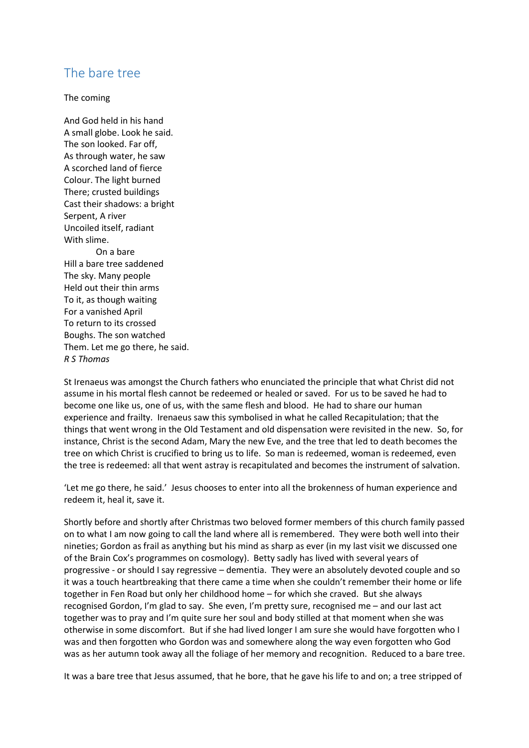## The bare tree

The coming

And God held in his hand  
A small globe. Look he said.  
The son looked. Far off,  
As through water, he saw  
A scorched land of fierce  
Colour. The light burned  
There; crusted buildings  
Cast their shadows: a bright  
Serpent, A river  
Uncoiled itself, radiant  
With slime.  
            On a bare  
Hill a bare tree saddened  
The sky. Many people  
Held out their thin arms  
To it, as though waiting  
For a vanished April  
To return to its crossed  
Boughs. The son watched  
Them. Let me go there, he said.  
*R S Thomas*

St Irenaeus was amongst the Church fathers who enunciated the principle that what Christ did not assume in his mortal flesh cannot be redeemed or healed or saved. For us to be saved he had to become one like us, one of us, with the same flesh and blood. He had to share our human experience and frailty. Irenaeus saw this symbolised in what he called Recapitulation; that the things that went wrong in the Old Testament and old dispensation were revisited in the new. So, for instance, Christ is the second Adam, Mary the new Eve, and the tree that led to death becomes the tree on which Christ is crucified to bring us to life. So man is redeemed, woman is redeemed, even the tree is redeemed: all that went astray is recapitulated and becomes the instrument of salvation.

'Let me go there, he said.' Jesus chooses to enter into all the brokenness of human experience and redeem it, heal it, save it.

Shortly before and shortly after Christmas two beloved former members of this church family passed on to what I am now going to call the land where all is remembered. They were both well into their nineties; Gordon as frail as anything but his mind as sharp as ever (in my last visit we discussed one of the Brain Cox's programmes on cosmology). Betty sadly has lived with several years of progressive - or should I say regressive – dementia. They were an absolutely devoted couple and so it was a touch heartbreaking that there came a time when she couldn't remember their home or life together in Fen Road but only her childhood home – for which she craved. But she always recognised Gordon, I'm glad to say. She even, I'm pretty sure, recognised me – and our last act together was to pray and I'm quite sure her soul and body stilled at that moment when she was otherwise in some discomfort. But if she had lived longer I am sure she would have forgotten who I was and then forgotten who Gordon was and somewhere along the way even forgotten who God was as her autumn took away all the foliage of her memory and recognition. Reduced to a bare tree.

It was a bare tree that Jesus assumed, that he bore, that he gave his life to and on; a tree stripped of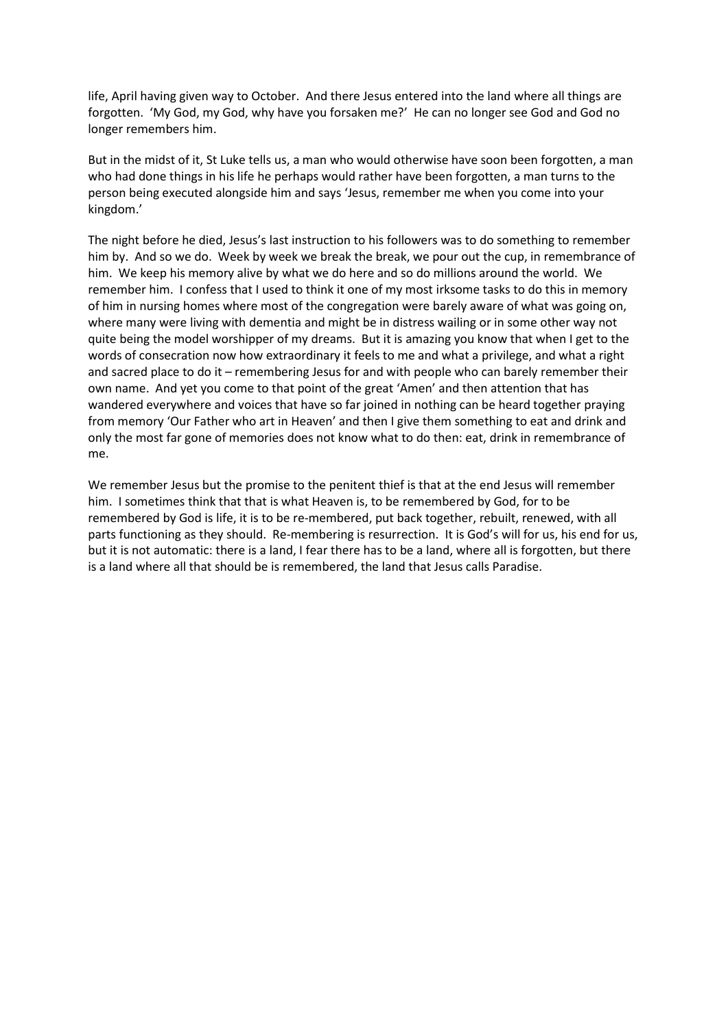life, April having given way to October. And there Jesus entered into the land where all things are forgotten. 'My God, my God, why have you forsaken me?' He can no longer see God and God no longer remembers him.

But in the midst of it, St Luke tells us, a man who would otherwise have soon been forgotten, a man who had done things in his life he perhaps would rather have been forgotten, a man turns to the person being executed alongside him and says 'Jesus, remember me when you come into your kingdom.'

The night before he died, Jesus's last instruction to his followers was to do something to remember him by. And so we do. Week by week we break the break, we pour out the cup, in remembrance of him. We keep his memory alive by what we do here and so do millions around the world. We remember him. I confess that I used to think it one of my most irksome tasks to do this in memory of him in nursing homes where most of the congregation were barely aware of what was going on, where many were living with dementia and might be in distress wailing or in some other way not quite being the model worshipper of my dreams. But it is amazing you know that when I get to the words of consecration now how extraordinary it feels to me and what a privilege, and what a right and sacred place to do it – remembering Jesus for and with people who can barely remember their own name. And yet you come to that point of the great 'Amen' and then attention that has wandered everywhere and voices that have so far joined in nothing can be heard together praying from memory 'Our Father who art in Heaven' and then I give them something to eat and drink and only the most far gone of memories does not know what to do then: eat, drink in remembrance of me.

We remember Jesus but the promise to the penitent thief is that at the end Jesus will remember him. I sometimes think that that is what Heaven is, to be remembered by God, for to be remembered by God is life, it is to be re-membered, put back together, rebuilt, renewed, with all parts functioning as they should. Re-membering is resurrection. It is God's will for us, his end for us, but it is not automatic: there is a land, I fear there has to be a land, where all is forgotten, but there is a land where all that should be is remembered, the land that Jesus calls Paradise.